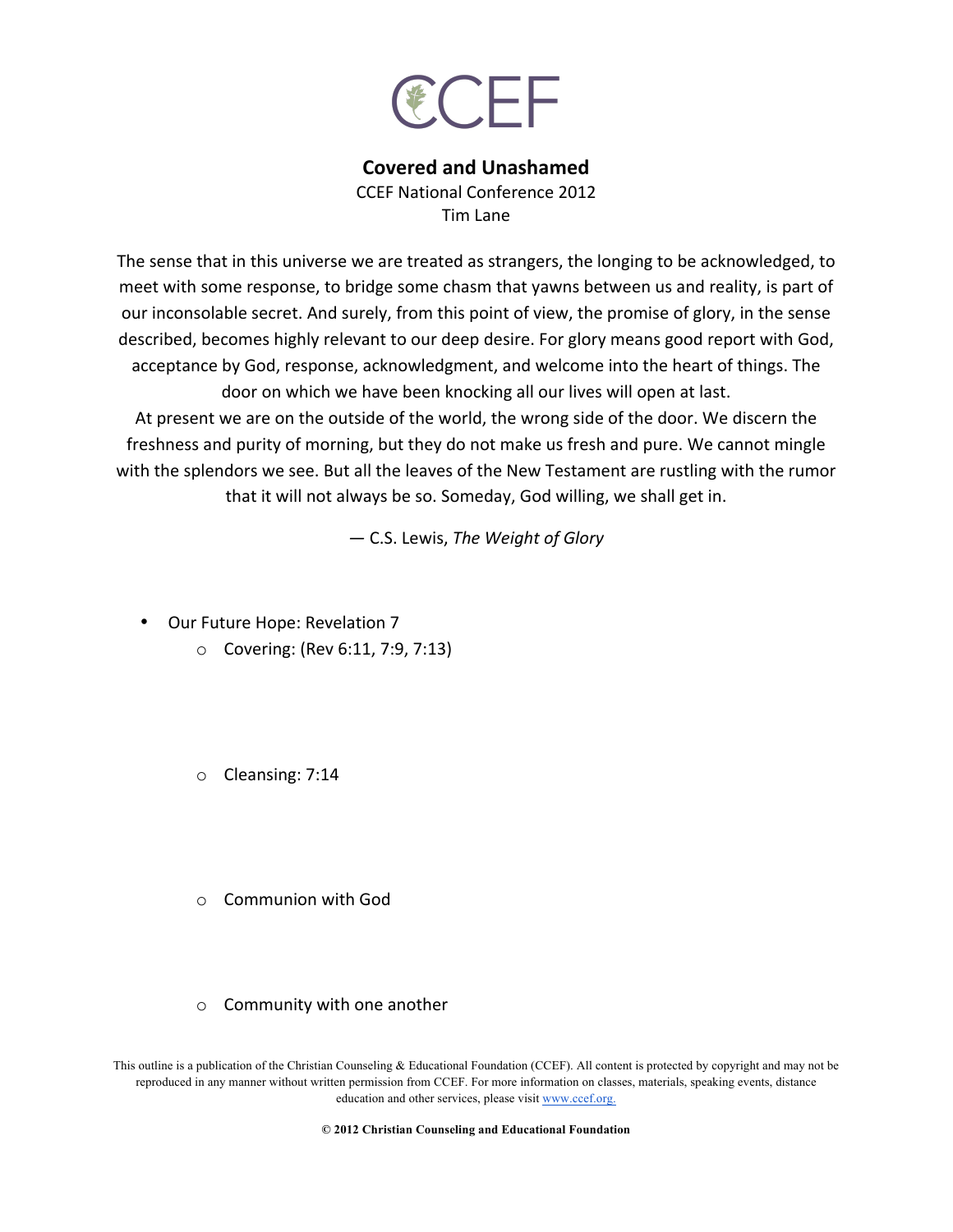CCEF

# Covered and Unashamed

CCEF National Conference 2012
Tim Lane

The sense that in this universe we are treated as strangers, the longing to be acknowledged, to meet with some response, to bridge some chasm that yawns between us and reality, is part of our inconsolable secret. And surely, from this point of view, the promise of glory, in the sense described, becomes highly relevant to our deep desire. For glory means good report with God, acceptance by God, response, acknowledgment, and welcome into the heart of things. The door on which we have been knocking all our lives will open at last.
At present we are on the outside of the world, the wrong side of the door. We discern the freshness and purity of morning, but they do not make us fresh and pure. We cannot mingle with the splendors we see. But all the leaves of the New Testament are rustling with the rumor that it will not always be so. Someday, God willing, we shall get in.

— C.S. Lewis, *The Weight of Glory*

- Our Future Hope: Revelation 7
    - Covering: (Rev 6:11, 7:9, 7:13)
    - Cleansing: 7:14
    - Communion with God
    - Community with one another

This outline is a publication of the Christian Counseling & Educational Foundation (CCEF). All content is protected by copyright and may not be reproduced in any manner without written permission from CCEF. For more information on classes, materials, speaking events, distance education and other services, please visit www.ccef.org.

**© 2012 Christian Counseling and Educational Foundation**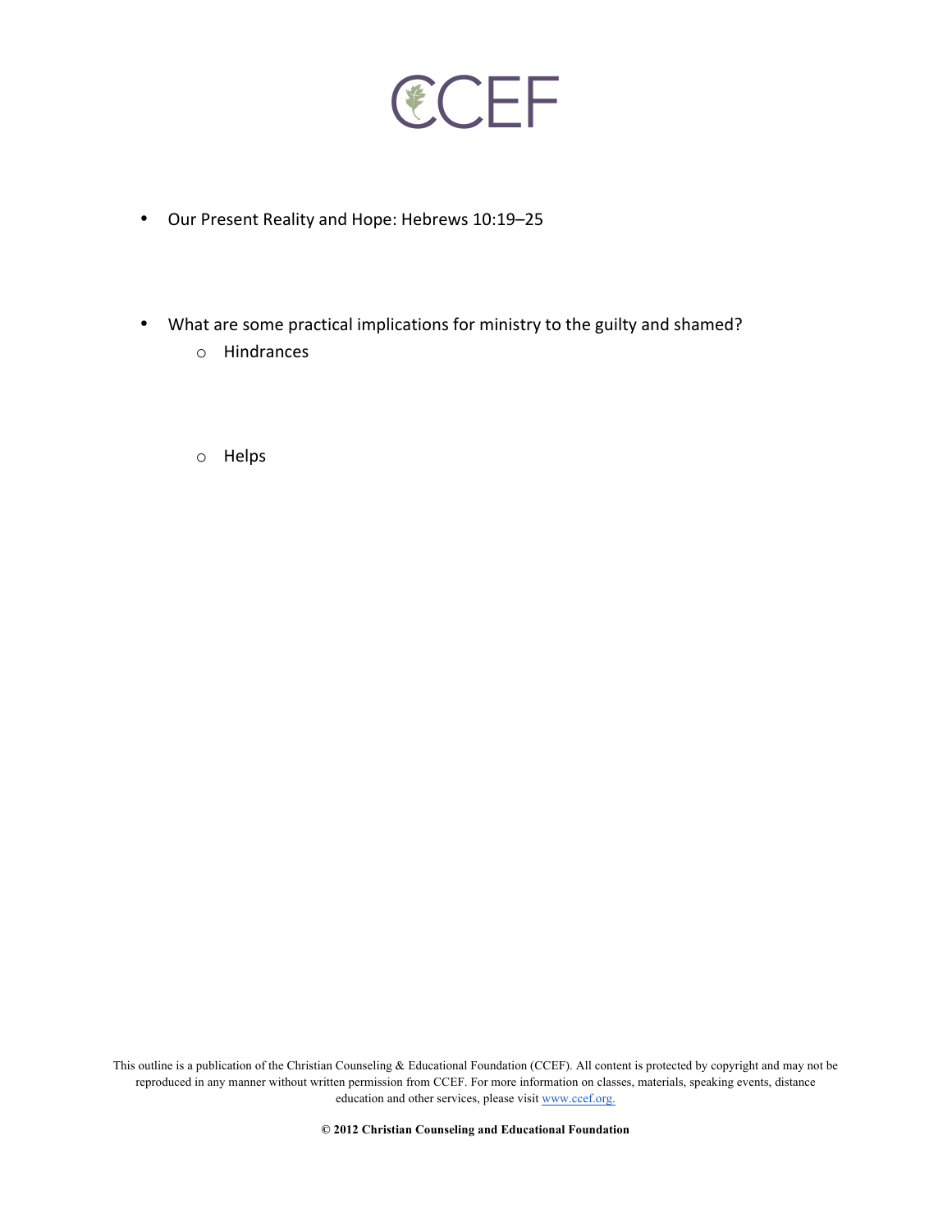- Our Present Reality and Hope: Hebrews 10:19–25

- What are some practical implications for ministry to the guilty and shamed?
  - Hindrances

  - Helps